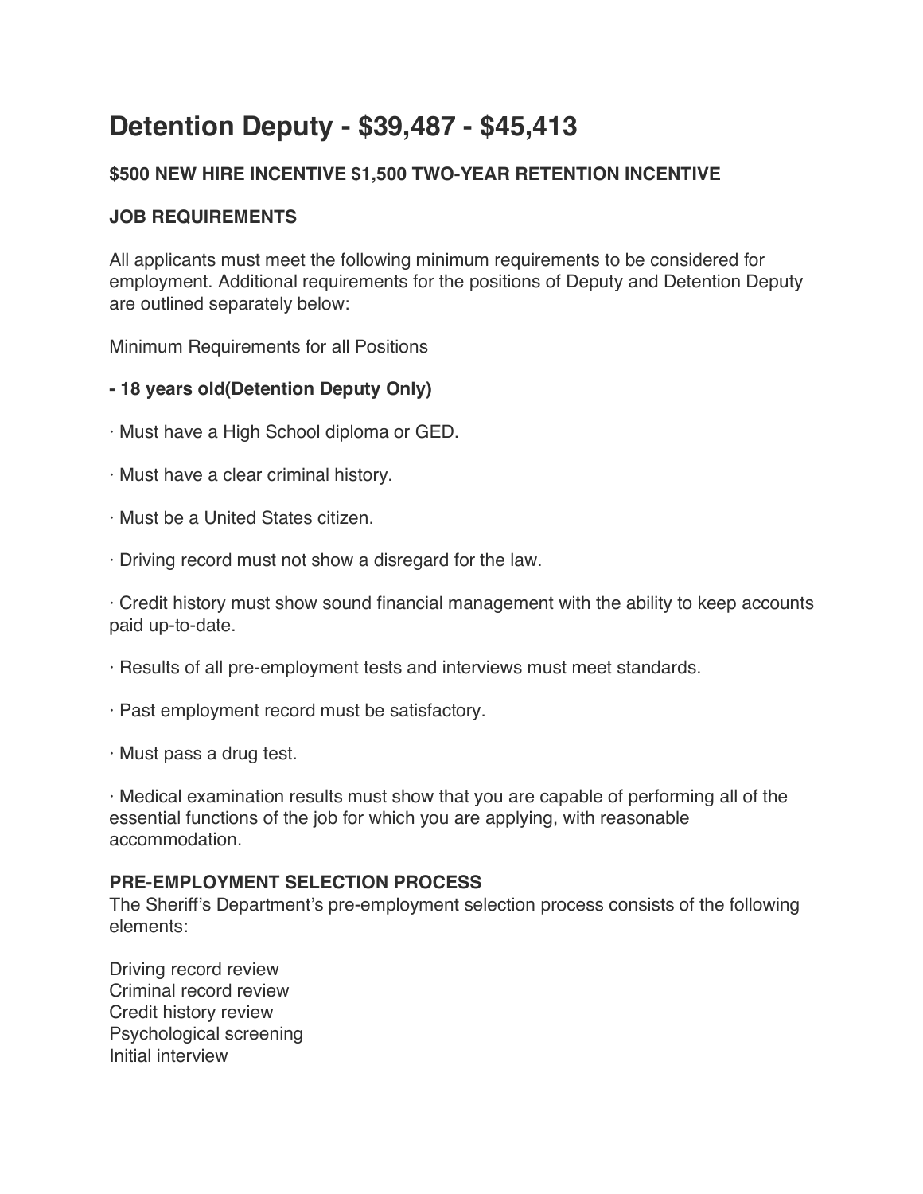# Detention Deputy - $39,487 - $45,413

**$500 NEW HIRE INCENTIVE $1,500 TWO-YEAR RETENTION INCENTIVE**

**JOB REQUIREMENTS**

All applicants must meet the following minimum requirements to be considered for employment. Additional requirements for the positions of Deputy and Detention Deputy are outlined separately below:

Minimum Requirements for all Positions

**- 18 years old(Detention Deputy Only)**

· Must have a High School diploma or GED.

· Must have a clear criminal history.

· Must be a United States citizen.

· Driving record must not show a disregard for the law.

· Credit history must show sound financial management with the ability to keep accounts paid up-to-date.

· Results of all pre-employment tests and interviews must meet standards.

· Past employment record must be satisfactory.

· Must pass a drug test.

· Medical examination results must show that you are capable of performing all of the essential functions of the job for which you are applying, with reasonable accommodation.

**PRE-EMPLOYMENT SELECTION PROCESS**

The Sheriff's Department's pre-employment selection process consists of the following elements:

Driving record review
Criminal record review
Credit history review
Psychological screening
Initial interview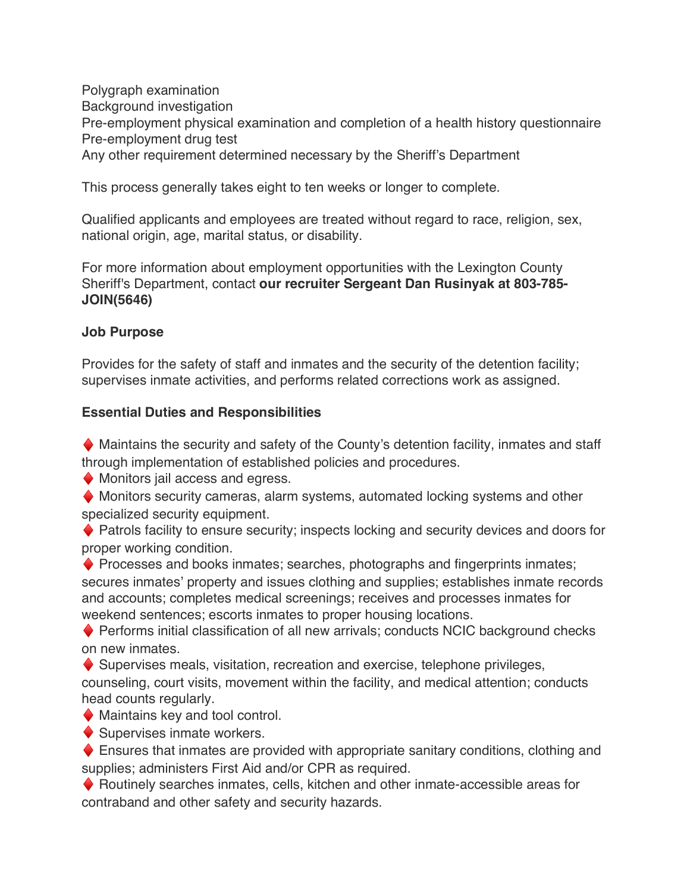Polygraph examination
Background investigation
Pre-employment physical examination and completion of a health history questionnaire
Pre-employment drug test
Any other requirement determined necessary by the Sheriff's Department

This process generally takes eight to ten weeks or longer to complete.

Qualified applicants and employees are treated without regard to race, religion, sex, national origin, age, marital status, or disability.

For more information about employment opportunities with the Lexington County Sheriff's Department, contact **our recruiter Sergeant Dan Rusinyak at 803-785-JOIN(5646)**

**Job Purpose**

Provides for the safety of staff and inmates and the security of the detention facility; supervises inmate activities, and performs related corrections work as assigned.

**Essential Duties and Responsibilities**

♦ Maintains the security and safety of the County's detention facility, inmates and staff through implementation of established policies and procedures.
♦ Monitors jail access and egress.
♦ Monitors security cameras, alarm systems, automated locking systems and other specialized security equipment.
♦ Patrols facility to ensure security; inspects locking and security devices and doors for proper working condition.
♦ Processes and books inmates; searches, photographs and fingerprints inmates; secures inmates' property and issues clothing and supplies; establishes inmate records and accounts; completes medical screenings; receives and processes inmates for weekend sentences; escorts inmates to proper housing locations.
♦ Performs initial classification of all new arrivals; conducts NCIC background checks on new inmates.
♦ Supervises meals, visitation, recreation and exercise, telephone privileges, counseling, court visits, movement within the facility, and medical attention; conducts head counts regularly.
♦ Maintains key and tool control.
♦ Supervises inmate workers.
♦ Ensures that inmates are provided with appropriate sanitary conditions, clothing and supplies; administers First Aid and/or CPR as required.
♦ Routinely searches inmates, cells, kitchen and other inmate-accessible areas for contraband and other safety and security hazards.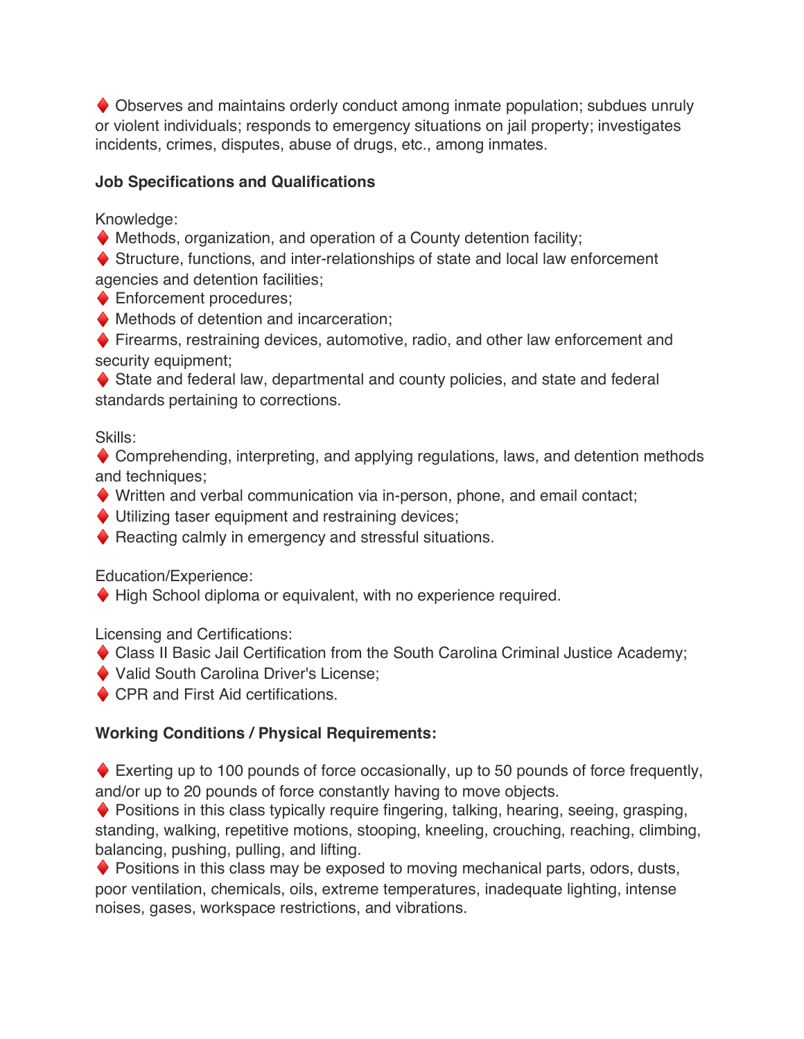♦ Observes and maintains orderly conduct among inmate population; subdues unruly or violent individuals; responds to emergency situations on jail property; investigates incidents, crimes, disputes, abuse of drugs, etc., among inmates.

**Job Specifications and Qualifications**

Knowledge:

♦ Methods, organization, and operation of a County detention facility;
♦ Structure, functions, and inter-relationships of state and local law enforcement agencies and detention facilities;
♦ Enforcement procedures;
♦ Methods of detention and incarceration;
♦ Firearms, restraining devices, automotive, radio, and other law enforcement and security equipment;
♦ State and federal law, departmental and county policies, and state and federal standards pertaining to corrections.

Skills:

♦ Comprehending, interpreting, and applying regulations, laws, and detention methods and techniques;
♦ Written and verbal communication via in-person, phone, and email contact;
♦ Utilizing taser equipment and restraining devices;
♦ Reacting calmly in emergency and stressful situations.

Education/Experience:

♦ High School diploma or equivalent, with no experience required.

Licensing and Certifications:

♦ Class II Basic Jail Certification from the South Carolina Criminal Justice Academy;
♦ Valid South Carolina Driver's License;
♦ CPR and First Aid certifications.

**Working Conditions / Physical Requirements:**

♦ Exerting up to 100 pounds of force occasionally, up to 50 pounds of force frequently, and/or up to 20 pounds of force constantly having to move objects.
♦ Positions in this class typically require fingering, talking, hearing, seeing, grasping, standing, walking, repetitive motions, stooping, kneeling, crouching, reaching, climbing, balancing, pushing, pulling, and lifting.
♦ Positions in this class may be exposed to moving mechanical parts, odors, dusts, poor ventilation, chemicals, oils, extreme temperatures, inadequate lighting, intense noises, gases, workspace restrictions, and vibrations.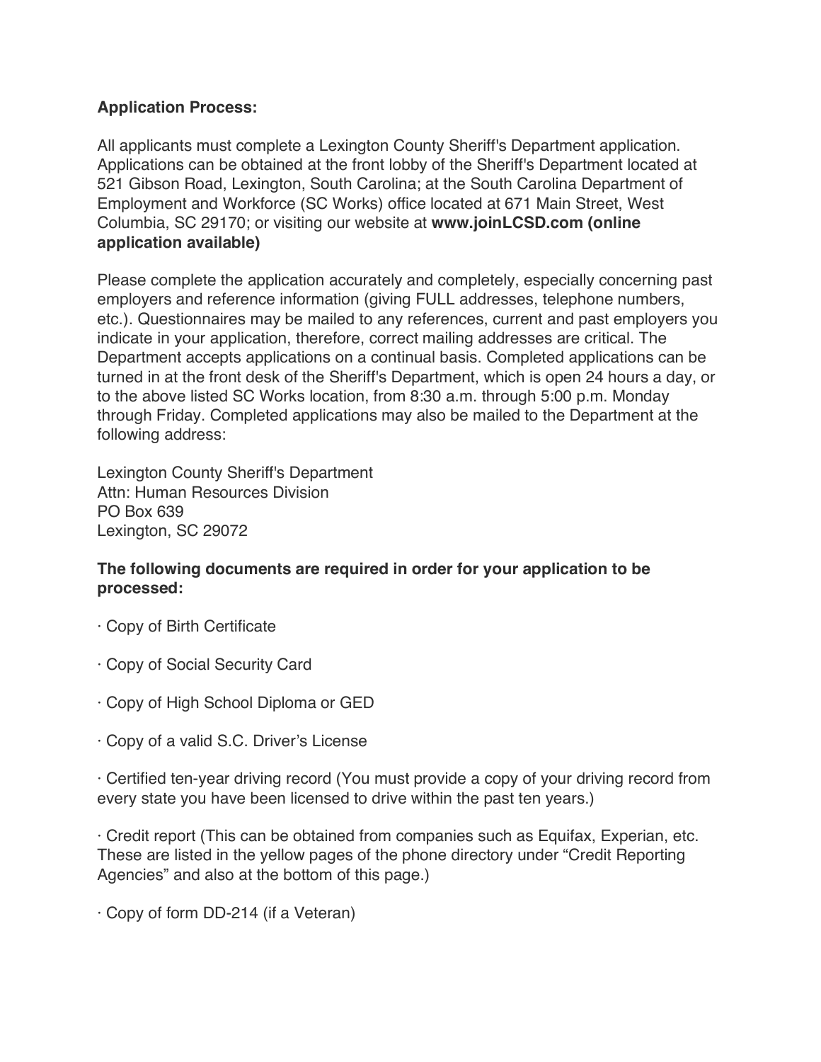**Application Process:**

All applicants must complete a Lexington County Sheriff's Department application. Applications can be obtained at the front lobby of the Sheriff's Department located at 521 Gibson Road, Lexington, South Carolina; at the South Carolina Department of Employment and Workforce (SC Works) office located at 671 Main Street, West Columbia, SC 29170; or visiting our website at **www.joinLCSD.com (online application available)**

Please complete the application accurately and completely, especially concerning past employers and reference information (giving FULL addresses, telephone numbers, etc.). Questionnaires may be mailed to any references, current and past employers you indicate in your application, therefore, correct mailing addresses are critical. The Department accepts applications on a continual basis. Completed applications can be turned in at the front desk of the Sheriff's Department, which is open 24 hours a day, or to the above listed SC Works location, from 8:30 a.m. through 5:00 p.m. Monday through Friday. Completed applications may also be mailed to the Department at the following address:

Lexington County Sheriff's Department
Attn: Human Resources Division
PO Box 639
Lexington, SC 29072

**The following documents are required in order for your application to be processed:**

- Copy of Birth Certificate
- Copy of Social Security Card
- Copy of High School Diploma or GED
- Copy of a valid S.C. Driver's License
- Certified ten-year driving record (You must provide a copy of your driving record from every state you have been licensed to drive within the past ten years.)
- Credit report (This can be obtained from companies such as Equifax, Experian, etc. These are listed in the yellow pages of the phone directory under "Credit Reporting Agencies" and also at the bottom of this page.)
- Copy of form DD-214 (if a Veteran)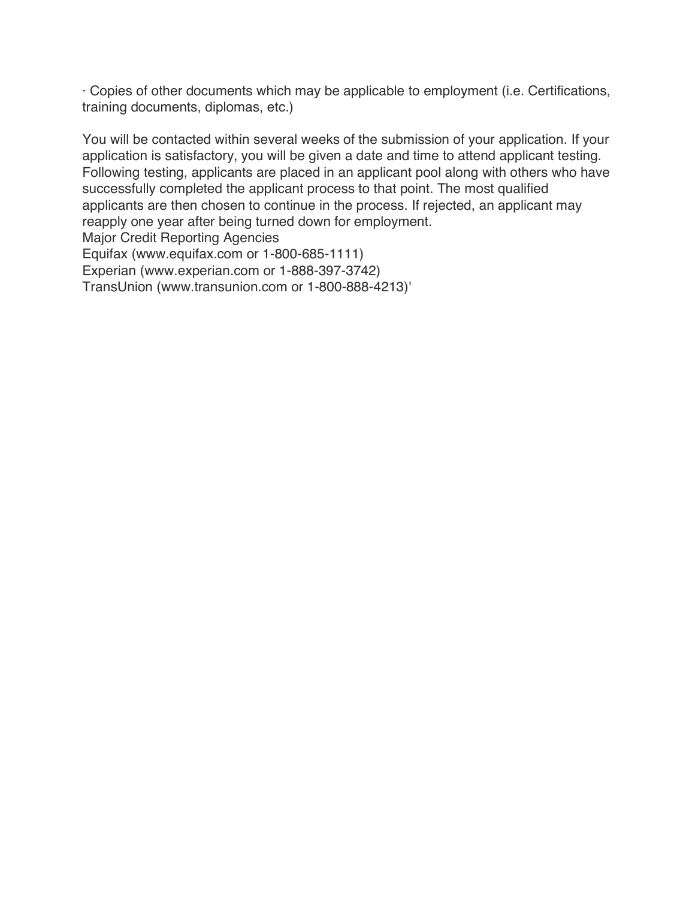· Copies of other documents which may be applicable to employment (i.e. Certifications, training documents, diplomas, etc.)

You will be contacted within several weeks of the submission of your application. If your application is satisfactory, you will be given a date and time to attend applicant testing. Following testing, applicants are placed in an applicant pool along with others who have successfully completed the applicant process to that point. The most qualified applicants are then chosen to continue in the process. If rejected, an applicant may reapply one year after being turned down for employment.
Major Credit Reporting Agencies
Equifax (www.equifax.com or 1-800-685-1111)
Experian (www.experian.com or 1-888-397-3742)
TransUnion (www.transunion.com or 1-800-888-4213)'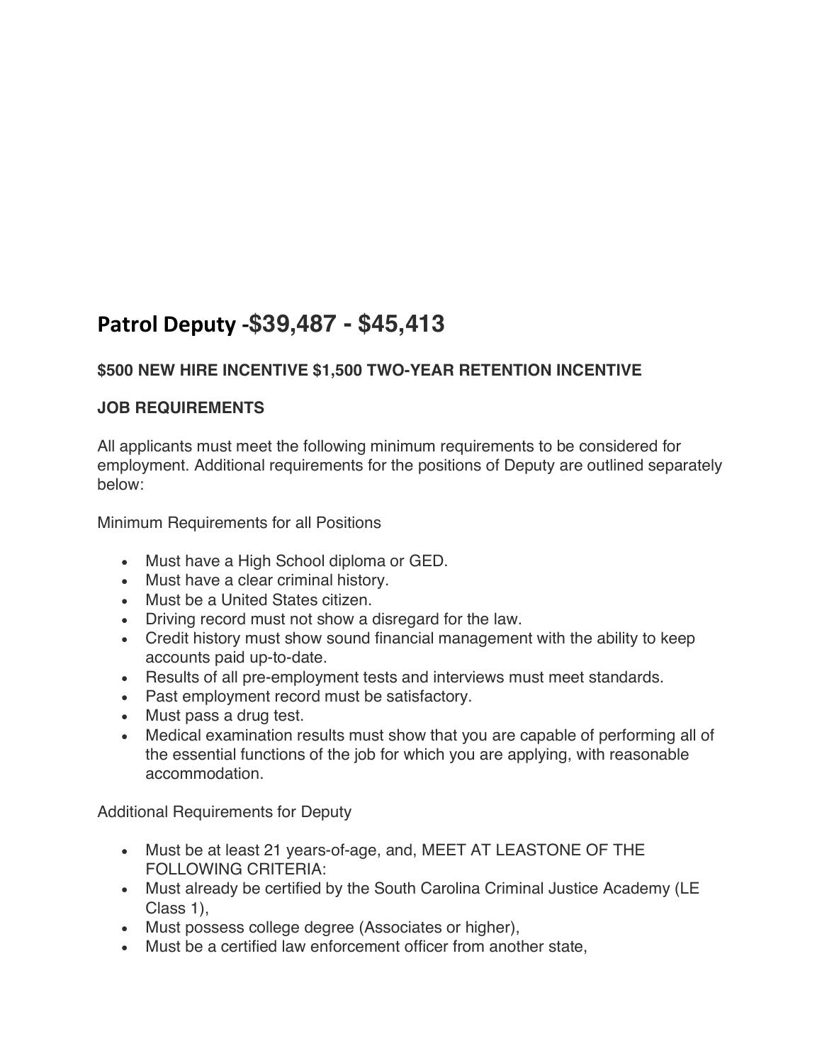# Patrol Deputy -$39,487 - $45,413

**$500 NEW HIRE INCENTIVE $1,500 TWO-YEAR RETENTION INCENTIVE**

**JOB REQUIREMENTS**

All applicants must meet the following minimum requirements to be considered for employment. Additional requirements for the positions of Deputy are outlined separately below:

Minimum Requirements for all Positions

- Must have a High School diploma or GED.
- Must have a clear criminal history.
- Must be a United States citizen.
- Driving record must not show a disregard for the law.
- Credit history must show sound financial management with the ability to keep accounts paid up-to-date.
- Results of all pre-employment tests and interviews must meet standards.
- Past employment record must be satisfactory.
- Must pass a drug test.
- Medical examination results must show that you are capable of performing all of the essential functions of the job for which you are applying, with reasonable accommodation.

Additional Requirements for Deputy

- Must be at least 21 years-of-age, and, MEET AT LEASTONE OF THE FOLLOWING CRITERIA:
- Must already be certified by the South Carolina Criminal Justice Academy (LE Class 1),
- Must possess college degree (Associates or higher),
- Must be a certified law enforcement officer from another state,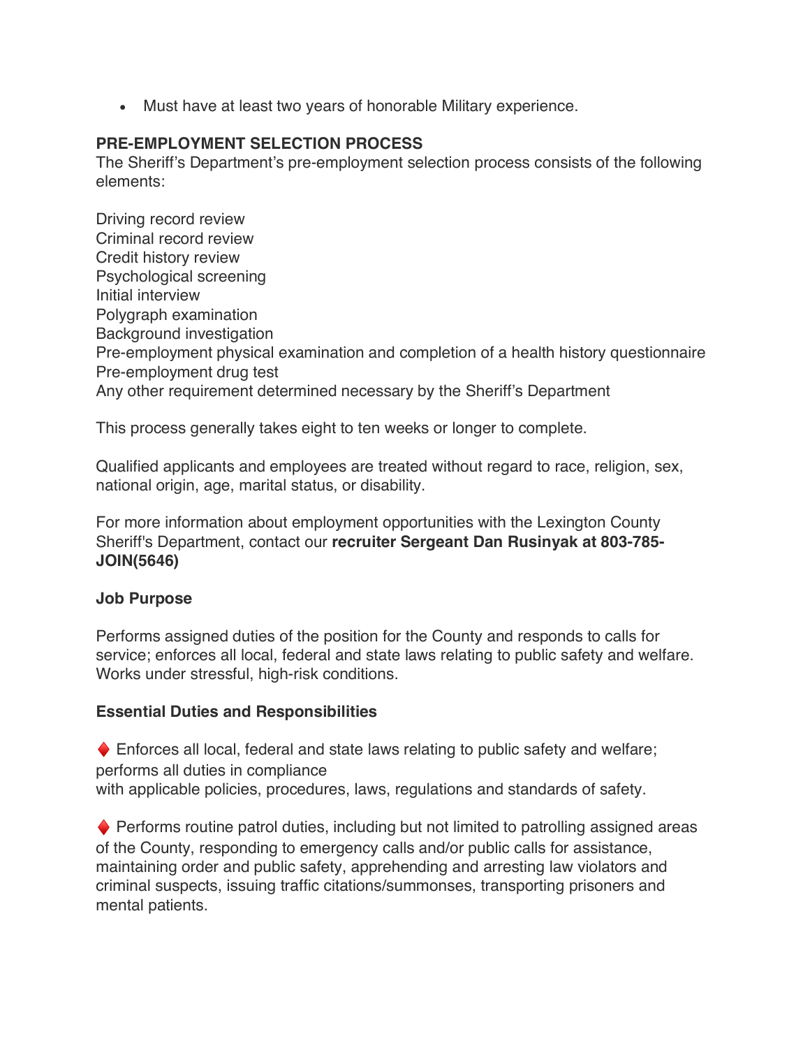- Must have at least two years of honorable Military experience.

**PRE-EMPLOYMENT SELECTION PROCESS**
The Sheriff's Department's pre-employment selection process consists of the following elements:

Driving record review
Criminal record review
Credit history review
Psychological screening
Initial interview
Polygraph examination
Background investigation
Pre-employment physical examination and completion of a health history questionnaire
Pre-employment drug test
Any other requirement determined necessary by the Sheriff's Department

This process generally takes eight to ten weeks or longer to complete.

Qualified applicants and employees are treated without regard to race, religion, sex, national origin, age, marital status, or disability.

For more information about employment opportunities with the Lexington County Sheriff's Department, contact our **recruiter Sergeant Dan Rusinyak at 803-785-JOIN(5646)**

**Job Purpose**

Performs assigned duties of the position for the County and responds to calls for service; enforces all local, federal and state laws relating to public safety and welfare. Works under stressful, high-risk conditions.

**Essential Duties and Responsibilities**

♦ Enforces all local, federal and state laws relating to public safety and welfare; performs all duties in compliance
with applicable policies, procedures, laws, regulations and standards of safety.

♦ Performs routine patrol duties, including but not limited to patrolling assigned areas of the County, responding to emergency calls and/or public calls for assistance, maintaining order and public safety, apprehending and arresting law violators and criminal suspects, issuing traffic citations/summonses, transporting prisoners and mental patients.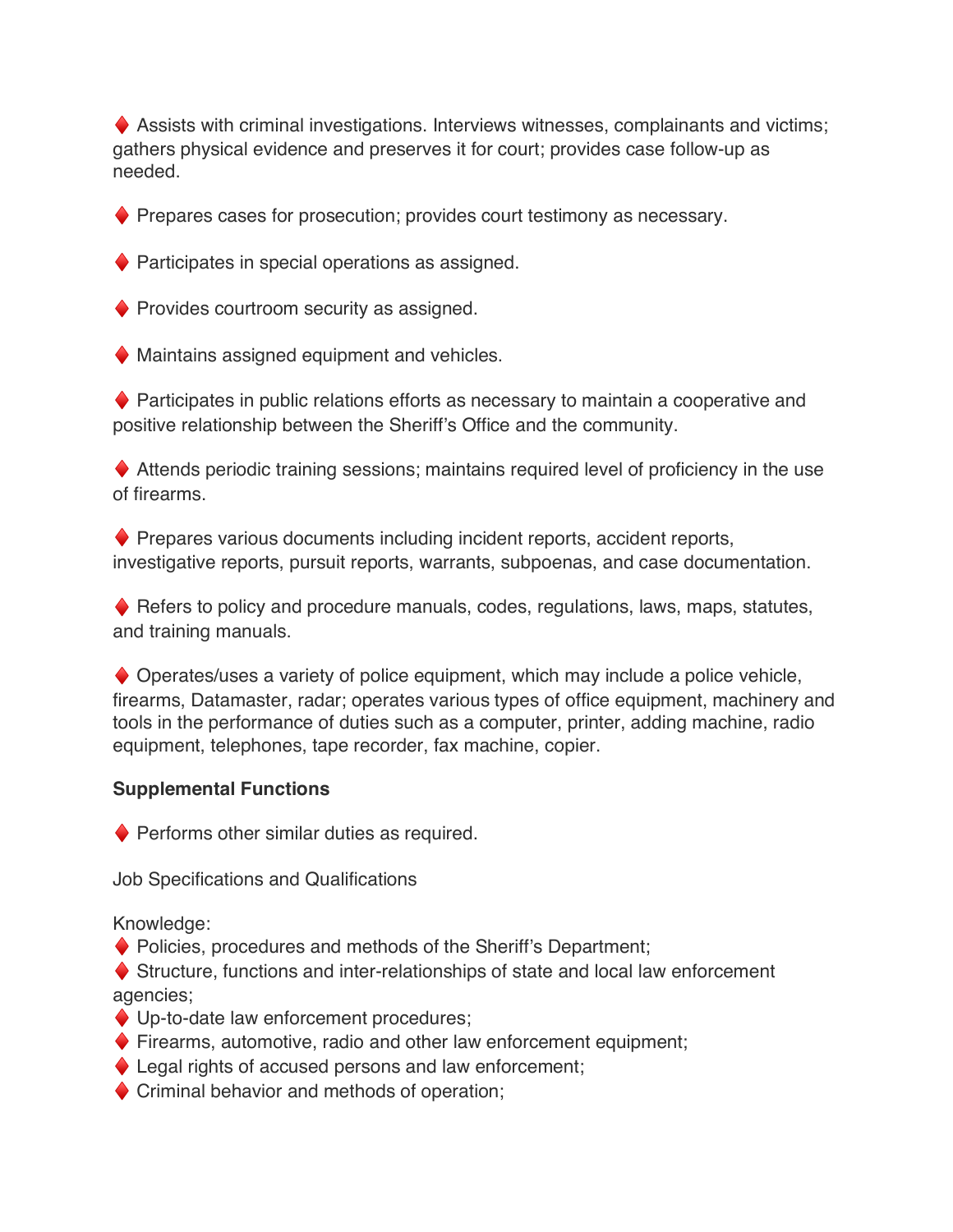♦ Assists with criminal investigations. Interviews witnesses, complainants and victims; gathers physical evidence and preserves it for court; provides case follow-up as needed.

♦ Prepares cases for prosecution; provides court testimony as necessary.

♦ Participates in special operations as assigned.

♦ Provides courtroom security as assigned.

♦ Maintains assigned equipment and vehicles.

♦ Participates in public relations efforts as necessary to maintain a cooperative and positive relationship between the Sheriff's Office and the community.

♦ Attends periodic training sessions; maintains required level of proficiency in the use of firearms.

♦ Prepares various documents including incident reports, accident reports, investigative reports, pursuit reports, warrants, subpoenas, and case documentation.

♦ Refers to policy and procedure manuals, codes, regulations, laws, maps, statutes, and training manuals.

♦ Operates/uses a variety of police equipment, which may include a police vehicle, firearms, Datamaster, radar; operates various types of office equipment, machinery and tools in the performance of duties such as a computer, printer, adding machine, radio equipment, telephones, tape recorder, fax machine, copier.

**Supplemental Functions**

♦ Performs other similar duties as required.

Job Specifications and Qualifications

Knowledge:
♦ Policies, procedures and methods of the Sheriff's Department;
♦ Structure, functions and inter-relationships of state and local law enforcement agencies;
♦ Up-to-date law enforcement procedures;
♦ Firearms, automotive, radio and other law enforcement equipment;
♦ Legal rights of accused persons and law enforcement;
♦ Criminal behavior and methods of operation;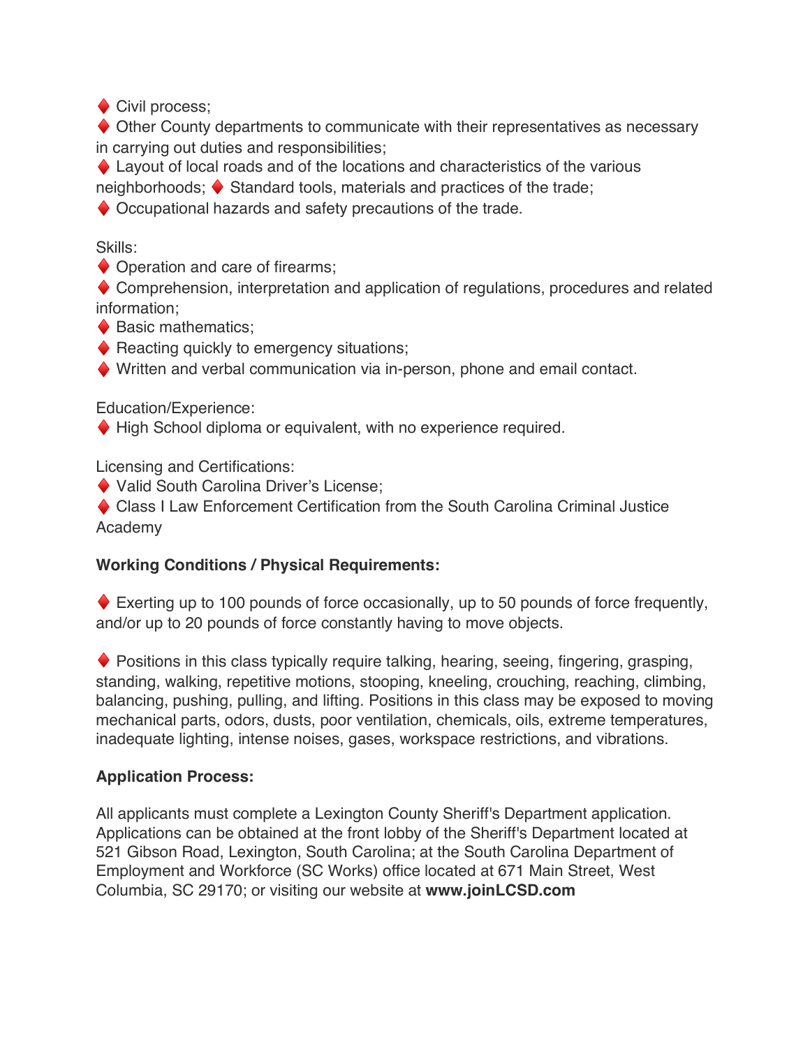♦ Civil process;
♦ Other County departments to communicate with their representatives as necessary in carrying out duties and responsibilities;
♦ Layout of local roads and of the locations and characteristics of the various neighborhoods; ♦ Standard tools, materials and practices of the trade;
♦ Occupational hazards and safety precautions of the trade.

Skills:
♦ Operation and care of firearms;
♦ Comprehension, interpretation and application of regulations, procedures and related information;
♦ Basic mathematics;
♦ Reacting quickly to emergency situations;
♦ Written and verbal communication via in-person, phone and email contact.

Education/Experience:
♦ High School diploma or equivalent, with no experience required.

Licensing and Certifications:
♦ Valid South Carolina Driver's License;
♦ Class I Law Enforcement Certification from the South Carolina Criminal Justice Academy

**Working Conditions / Physical Requirements:**

♦ Exerting up to 100 pounds of force occasionally, up to 50 pounds of force frequently, and/or up to 20 pounds of force constantly having to move objects.

♦ Positions in this class typically require talking, hearing, seeing, fingering, grasping, standing, walking, repetitive motions, stooping, kneeling, crouching, reaching, climbing, balancing, pushing, pulling, and lifting. Positions in this class may be exposed to moving mechanical parts, odors, dusts, poor ventilation, chemicals, oils, extreme temperatures, inadequate lighting, intense noises, gases, workspace restrictions, and vibrations.

**Application Process:**

All applicants must complete a Lexington County Sheriff's Department application. Applications can be obtained at the front lobby of the Sheriff's Department located at 521 Gibson Road, Lexington, South Carolina; at the South Carolina Department of Employment and Workforce (SC Works) office located at 671 Main Street, West Columbia, SC 29170; or visiting our website at **www.joinLCSD.com**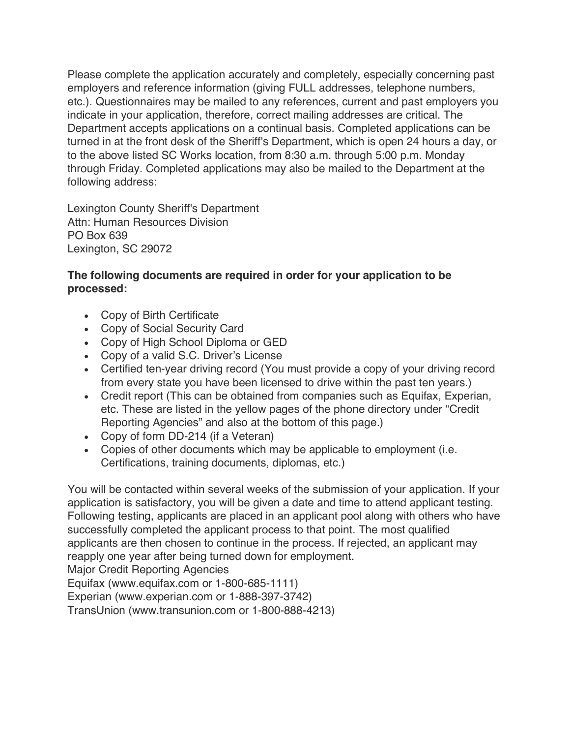Please complete the application accurately and completely, especially concerning past employers and reference information (giving FULL addresses, telephone numbers, etc.). Questionnaires may be mailed to any references, current and past employers you indicate in your application, therefore, correct mailing addresses are critical. The Department accepts applications on a continual basis. Completed applications can be turned in at the front desk of the Sheriff's Department, which is open 24 hours a day, or to the above listed SC Works location, from 8:30 a.m. through 5:00 p.m. Monday through Friday. Completed applications may also be mailed to the Department at the following address:

Lexington County Sheriff's Department
Attn: Human Resources Division
PO Box 639
Lexington, SC 29072

**The following documents are required in order for your application to be processed:**

- Copy of Birth Certificate
- Copy of Social Security Card
- Copy of High School Diploma or GED
- Copy of a valid S.C. Driver's License
- Certified ten-year driving record (You must provide a copy of your driving record from every state you have been licensed to drive within the past ten years.)
- Credit report (This can be obtained from companies such as Equifax, Experian, etc. These are listed in the yellow pages of the phone directory under "Credit Reporting Agencies" and also at the bottom of this page.)
- Copy of form DD-214 (if a Veteran)
- Copies of other documents which may be applicable to employment (i.e. Certifications, training documents, diplomas, etc.)

You will be contacted within several weeks of the submission of your application. If your application is satisfactory, you will be given a date and time to attend applicant testing. Following testing, applicants are placed in an applicant pool along with others who have successfully completed the applicant process to that point. The most qualified applicants are then chosen to continue in the process. If rejected, an applicant may reapply one year after being turned down for employment.

Major Credit Reporting Agencies
Equifax (www.equifax.com or 1-800-685-1111)
Experian (www.experian.com or 1-888-397-3742)
TransUnion (www.transunion.com or 1-800-888-4213)